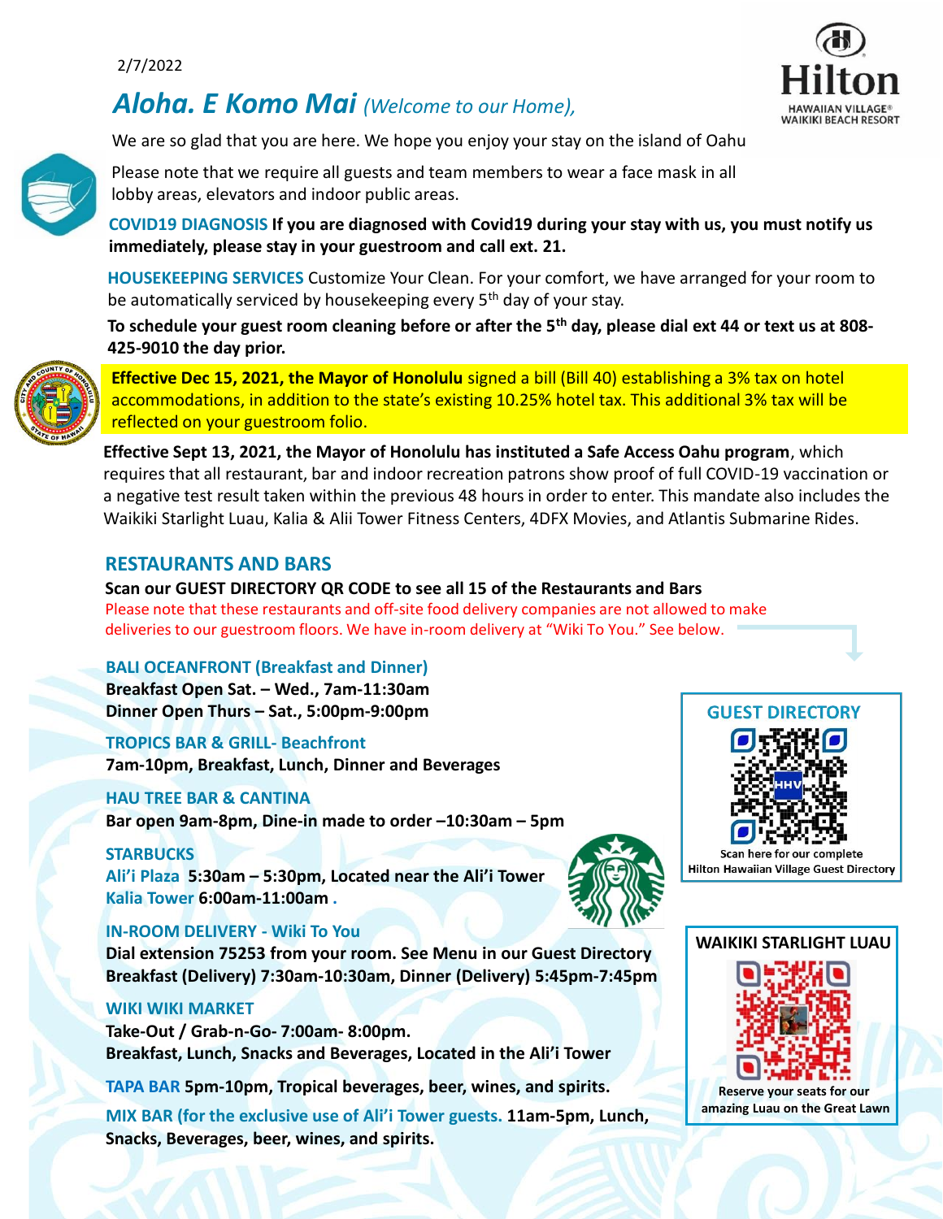2/7/2022

# *Aloha. E Komo Mai* *(Welcome to our Home),*

We are so glad that you are here. We hope you enjoy your stay on the island of Oahu

Please note that we require all guests and team members to wear a face mask in all lobby areas, elevators and indoor public areas.

**COVID19 DIAGNOSIS** **If you are diagnosed with Covid19 during your stay with us, you must notify us immediately, please stay in your guestroom and call ext. 21.**

**HOUSEKEEPING SERVICES** Customize Your Clean. For your comfort, we have arranged for your room to be automatically serviced by housekeeping every 5th day of your stay.

**To schedule your guest room cleaning before or after the 5th day, please dial ext 44 or text us at 808-425-9010 the day prior.**

**Effective Dec 15, 2021, the Mayor of Honolulu** signed a bill (Bill 40) establishing a 3% tax on hotel accommodations, in addition to the state's existing 10.25% hotel tax. This additional 3% tax will be reflected on your guestroom folio.

**Effective Sept 13, 2021, the Mayor of Honolulu has instituted a Safe Access Oahu program**, which requires that all restaurant, bar and indoor recreation patrons show proof of full COVID-19 vaccination or a negative test result taken within the previous 48 hours in order to enter. This mandate also includes the Waikiki Starlight Luau, Kalia & Alii Tower Fitness Centers, 4DFX Movies, and Atlantis Submarine Rides.

## RESTAURANTS AND BARS

**Scan our GUEST DIRECTORY QR CODE to see all 15 of the Restaurants and Bars**

Please note that these restaurants and off-site food delivery companies are not allowed to make deliveries to our guestroom floors. We have in-room delivery at "Wiki To You." See below.

### BALI OCEANFRONT (Breakfast and Dinner)

**Breakfast Open Sat. – Wed., 7am-11:30am**
**Dinner Open Thurs – Sat., 5:00pm-9:00pm**

### TROPICS BAR & GRILL- Beachfront

**7am-10pm, Breakfast, Lunch, Dinner and Beverages**

### HAU TREE BAR & CANTINA

**Bar open 9am-8pm, Dine-in made to order –10:30am – 5pm**

### STARBUCKS

**Ali'i Plaza** **5:30am – 5:30pm, Located near the Ali'i Tower**
**Kalia Tower** **6:00am-11:00am .**

### IN-ROOM DELIVERY - Wiki To You

**Dial extension 75253 from your room. See Menu in our Guest Directory**
**Breakfast (Delivery) 7:30am-10:30am, Dinner (Delivery) 5:45pm-7:45pm**

### WIKI WIKI MARKET

**Take-Out / Grab-n-Go- 7:00am- 8:00pm.**
**Breakfast, Lunch, Snacks and Beverages, Located in the Ali'i Tower**

**TAPA BAR** **5pm-10pm, Tropical beverages, beer, wines, and spirits.**

**MIX BAR (for the exclusive use of Ali'i Tower guests.** **11am-5pm, Lunch, Snacks, Beverages, beer, wines, and spirits.**

**GUEST DIRECTORY**

Scan here for our complete Hilton Hawaiian Village Guest Directory

**WAIKIKI STARLIGHT LUAU**

Reserve your seats for our amazing Luau on the Great Lawn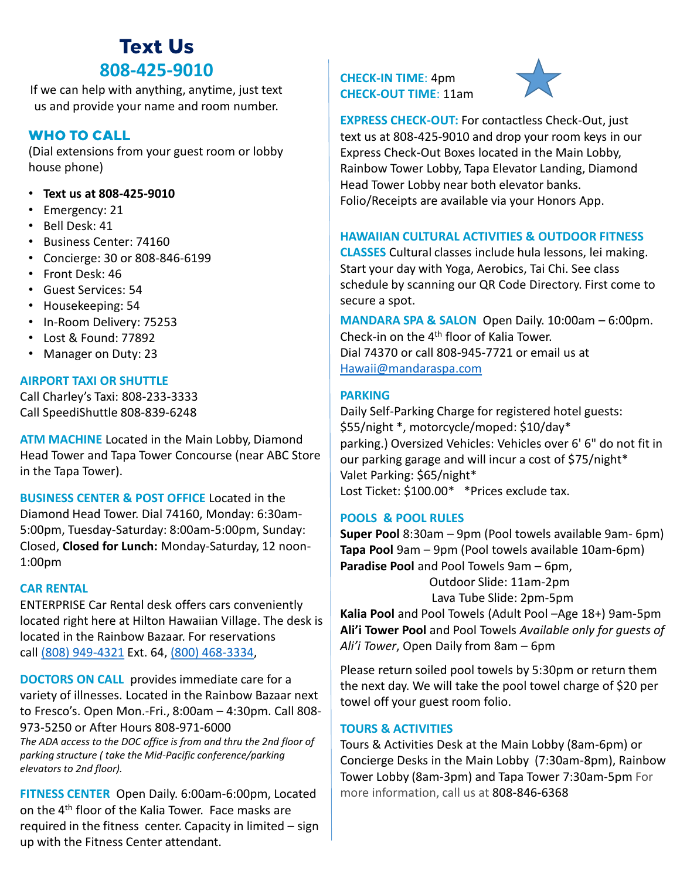# Text Us

## 808-425-9010

If we can help with anything, anytime, just text us and provide your name and room number.

## WHO TO CALL

(Dial extensions from your guest room or lobby house phone)

- **Text us at 808-425-9010**
- Emergency: 21
- Bell Desk: 41
- Business Center: 74160
- Concierge: 30 or 808-846-6199
- Front Desk: 46
- Guest Services: 54
- Housekeeping: 54
- In-Room Delivery: 75253
- Lost & Found: 77892
- Manager on Duty: 23

**AIRPORT TAXI OR SHUTTLE**
Call Charley's Taxi: 808-233-3333
Call SpeediShuttle 808-839-6248

**ATM MACHINE** Located in the Main Lobby, Diamond Head Tower and Tapa Tower Concourse (near ABC Store in the Tapa Tower).

**BUSINESS CENTER & POST OFFICE** Located in the Diamond Head Tower. Dial 74160, Monday: 6:30am-5:00pm, Tuesday-Saturday: 8:00am-5:00pm, Sunday: Closed, **Closed for Lunch:** Monday-Saturday, 12 noon-1:00pm

**CAR RENTAL**
ENTERPRISE Car Rental desk offers cars conveniently located right here at Hilton Hawaiian Village. The desk is located in the Rainbow Bazaar. For reservations call (808) 949-4321 Ext. 64, (800) 468-3334,

**DOCTORS ON CALL** provides immediate care for a variety of illnesses. Located in the Rainbow Bazaar next to Fresco's. Open Mon.-Fri., 8:00am – 4:30pm. Call 808-973-5250 or After Hours 808-971-6000
*The ADA access to the DOC office is from and thru the 2nd floor of parking structure ( take the Mid-Pacific conference/parking elevators to 2nd floor).*

**FITNESS CENTER** Open Daily. 6:00am-6:00pm, Located on the 4th floor of the Kalia Tower. Face masks are required in the fitness center. Capacity in limited – sign up with the Fitness Center attendant.

**CHECK-IN TIME**: 4pm
**CHECK-OUT TIME**: 11am

**EXPRESS CHECK-OUT:** For contactless Check-Out, just text us at 808-425-9010 and drop your room keys in our Express Check-Out Boxes located in the Main Lobby, Rainbow Tower Lobby, Tapa Elevator Landing, Diamond Head Tower Lobby near both elevator banks. Folio/Receipts are available via your Honors App.

**HAWAIIAN CULTURAL ACTIVITIES & OUTDOOR FITNESS CLASSES** Cultural classes include hula lessons, lei making. Start your day with Yoga, Aerobics, Tai Chi. See class schedule by scanning our QR Code Directory. First come to secure a spot.

**MANDARA SPA & SALON** Open Daily. 10:00am – 6:00pm. Check-in on the 4th floor of Kalia Tower.
Dial 74370 or call 808-945-7721 or email us at Hawaii@mandaraspa.com

**PARKING**
Daily Self-Parking Charge for registered hotel guests: $55/night *, motorcycle/moped: $10/day*
parking.) Oversized Vehicles: Vehicles over 6' 6" do not fit in our parking garage and will incur a cost of $75/night*
Valet Parking: $65/night*
Lost Ticket: $100.00* *Prices exclude tax.

**POOLS & POOL RULES**
**Super Pool** 8:30am – 9pm (Pool towels available 9am- 6pm)
**Tapa Pool** 9am – 9pm (Pool towels available 10am-6pm)
**Paradise Pool** and Pool Towels 9am – 6pm,
Outdoor Slide: 11am-2pm
Lava Tube Slide: 2pm-5pm
**Kalia Pool** and Pool Towels (Adult Pool –Age 18+) 9am-5pm
**Ali'i Tower Pool** and Pool Towels *Available only for guests of Ali'i Tower*, Open Daily from 8am – 6pm

Please return soiled pool towels by 5:30pm or return them the next day. We will take the pool towel charge of $20 per towel off your guest room folio.

**TOURS & ACTIVITIES**
Tours & Activities Desk at the Main Lobby (8am-6pm) or Concierge Desks in the Main Lobby (7:30am-8pm), Rainbow Tower Lobby (8am-3pm) and Tapa Tower 7:30am-5pm For more information, call us at 808-846-6368